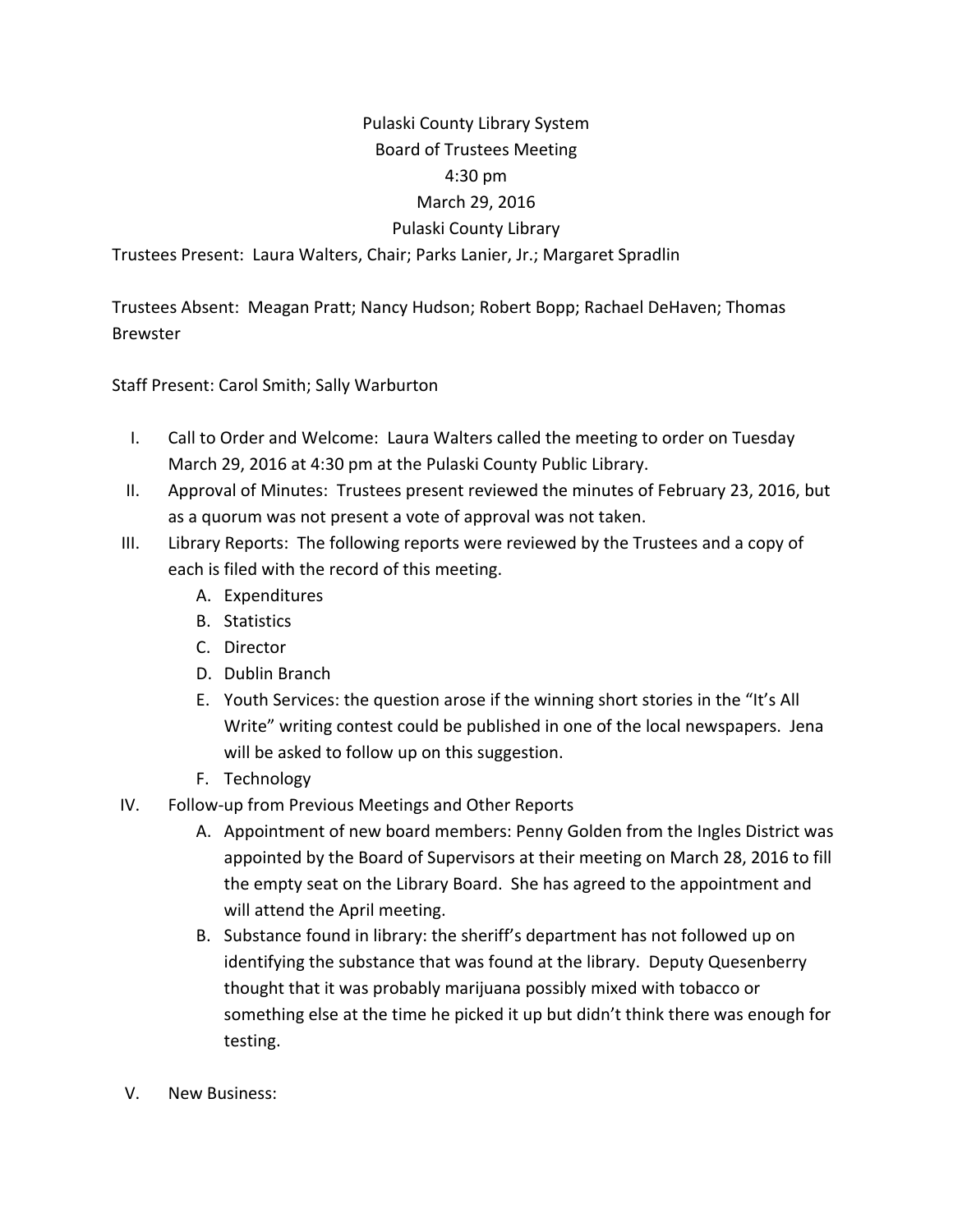# Pulaski County Library System
## Board of Trustees Meeting
## 4:30 pm
## March 29, 2016
## Pulaski County Library

Trustees Present: Laura Walters, Chair; Parks Lanier, Jr.; Margaret Spradlin

Trustees Absent: Meagan Pratt; Nancy Hudson; Robert Bopp; Rachael DeHaven; Thomas Brewster

Staff Present: Carol Smith; Sally Warburton

I. Call to Order and Welcome: Laura Walters called the meeting to order on Tuesday March 29, 2016 at 4:30 pm at the Pulaski County Public Library.

II. Approval of Minutes: Trustees present reviewed the minutes of February 23, 2016, but as a quorum was not present a vote of approval was not taken.

III. Library Reports: The following reports were reviewed by the Trustees and a copy of each is filed with the record of this meeting.
   - A. Expenditures
   - B. Statistics
   - C. Director
   - D. Dublin Branch
   - E. Youth Services: the question arose if the winning short stories in the "It's All Write" writing contest could be published in one of the local newspapers. Jena will be asked to follow up on this suggestion.
   - F. Technology

IV. Follow-up from Previous Meetings and Other Reports
   - A. Appointment of new board members: Penny Golden from the Ingles District was appointed by the Board of Supervisors at their meeting on March 28, 2016 to fill the empty seat on the Library Board. She has agreed to the appointment and will attend the April meeting.
   - B. Substance found in library: the sheriff's department has not followed up on identifying the substance that was found at the library. Deputy Quesenberry thought that it was probably marijuana possibly mixed with tobacco or something else at the time he picked it up but didn't think there was enough for testing.

V. New Business: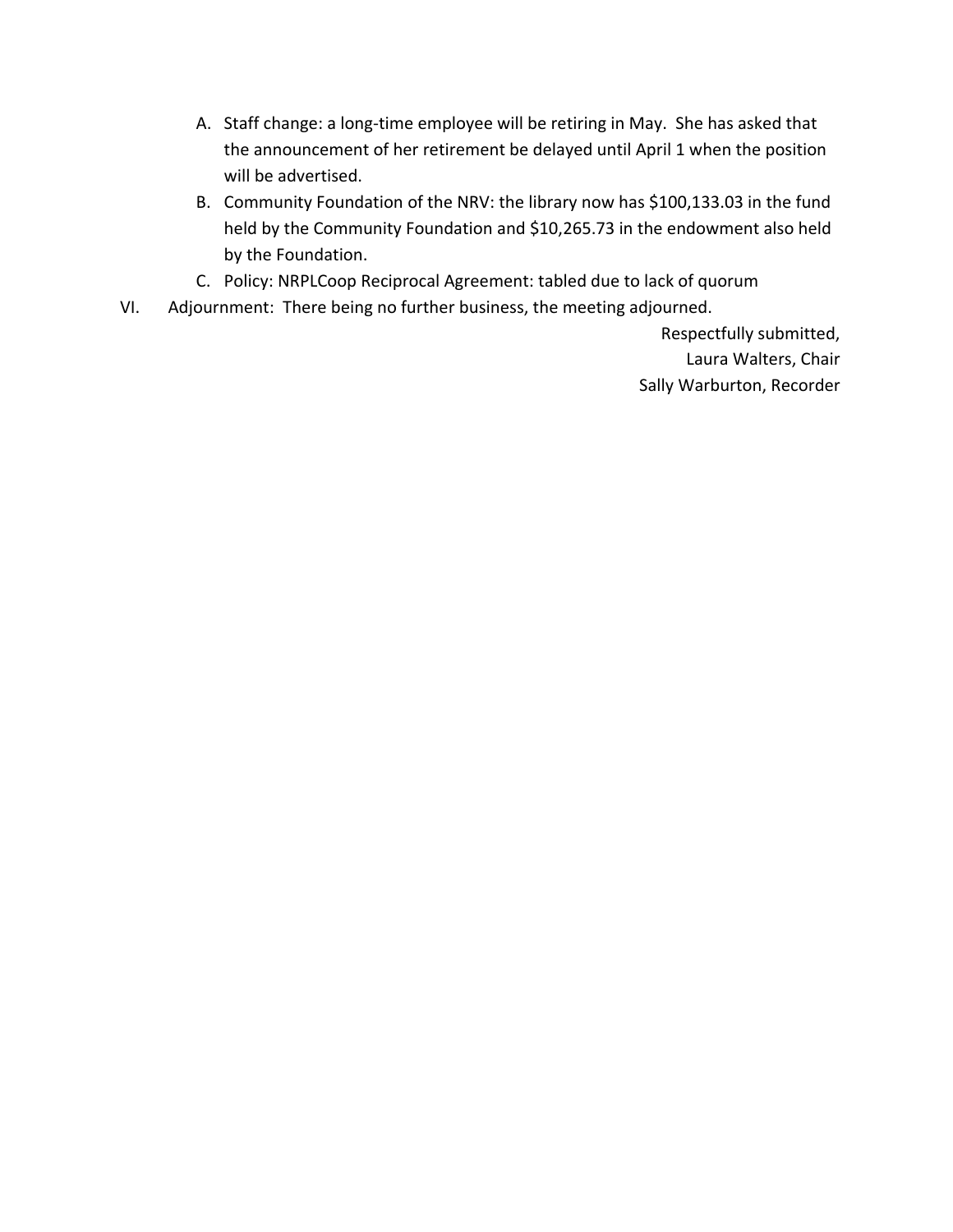A. Staff change: a long-time employee will be retiring in May. She has asked that the announcement of her retirement be delayed until April 1 when the position will be advertised.
B. Community Foundation of the NRV: the library now has $100,133.03 in the fund held by the Community Foundation and $10,265.73 in the endowment also held by the Foundation.
C. Policy: NRPLCoop Reciprocal Agreement: tabled due to lack of quorum

VI. Adjournment: There being no further business, the meeting adjourned.

Respectfully submitted,
Laura Walters, Chair
Sally Warburton, Recorder